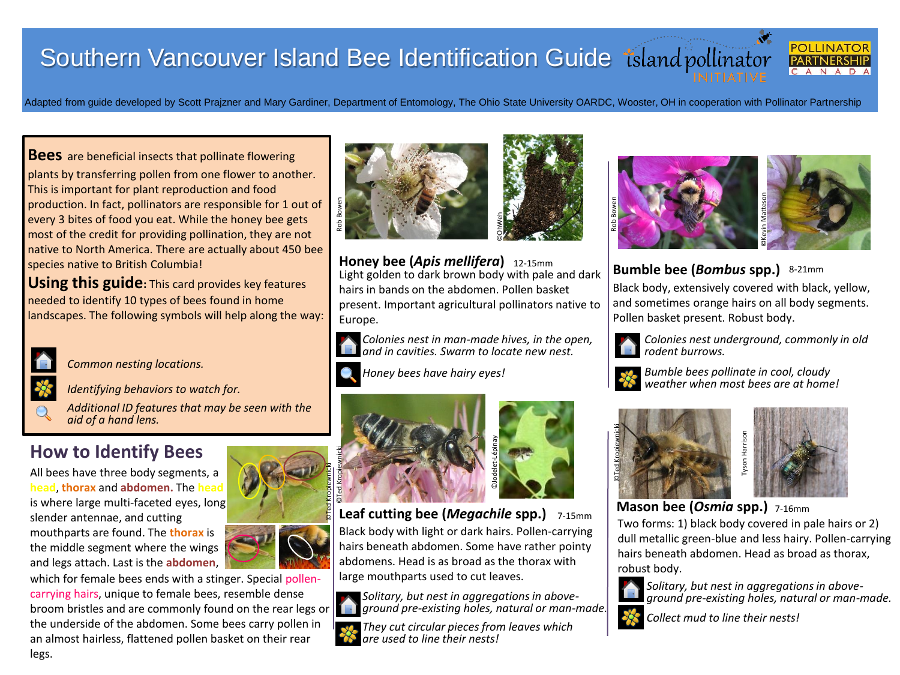# Southern Vancouver Island Bee Identification Guide

Adapted from guide developed by Scott Prajzner and Mary Gardiner, Department of Entomology, The Ohio State University OARDC, Wooster, OH in cooperation with Pollinator Partnership

**Bees** are beneficial insects that pollinate flowering plants by transferring pollen from one flower to another. This is important for plant reproduction and food production. In fact, pollinators are responsible for 1 out of every 3 bites of food you eat. While the honey bee gets most of the credit for providing pollination, they are not native to North America. There are actually about 450 bee species native to British Columbia!

**Using this guide:** This card provides key features needed to identify 10 types of bees found in home landscapes. The following symbols will help along the way:

- *Common nesting locations.*
- *Identifying behaviors to watch for.*
- *Additional ID features that may be seen with the aid of a hand lens.*

## How to Identify Bees

All bees have three body segments, a **head**, **thorax** and **abdomen.** The **head** is where large multi-faceted eyes, long slender antennae, and cutting mouthparts are found. The **thorax** is the middle segment where the wings and legs attach. Last is the **abdomen**, which for female bees ends with a stinger. Special pollen-carrying hairs, unique to female bees, resemble dense broom bristles and are commonly found on the rear legs or the underside of the abdomen. Some bees carry pollen in an almost hairless, flattened pollen basket on their rear legs.

©Ted Kropiewnicki

### Honey bee (*Apis mellifera*) 12-15mm

Rob Bowen ©OhWeh

Light golden to dark brown body with pale and dark hairs in bands on the abdomen. Pollen basket present. Important agricultural pollinators native to Europe.

*Colonies nest in man-made hives, in the open, and in cavities. Swarm to locate new nest.*

*Honey bees have hairy eyes!*

### Leaf cutting bee (*Megachile* spp.) 7-15mm

©Ted Kropiewnicki ©Jodelet-Lépinay

Black body with light or dark hairs. Pollen-carrying hairs beneath abdomen. Some have rather pointy abdomens. Head is as broad as the thorax with large mouthparts used to cut leaves.

*Solitary, but nest in aggregations in above-ground pre-existing holes, natural or man-made.*

*They cut circular pieces from leaves which are used to line their nests!*

### Bumble bee (*Bombus* spp.) 8-21mm

Rob Bowen ©Kevin Matteson

Black body, extensively covered with black, yellow, and sometimes orange hairs on all body segments. Pollen basket present. Robust body.

*Colonies nest underground, commonly in old rodent burrows.*

*Bumble bees pollinate in cool, cloudy weather when most bees are at home!*

### Mason bee (*Osmia* spp.) 7-16mm

©Ted Kropiewnicki Tyson Harrison

Two forms: 1) black body covered in pale hairs or 2) dull metallic green-blue and less hairy. Pollen-carrying hairs beneath abdomen. Head as broad as thorax, robust body.

*Solitary, but nest in aggregations in above-ground pre-existing holes, natural or man-made.*

*Collect mud to line their nests!*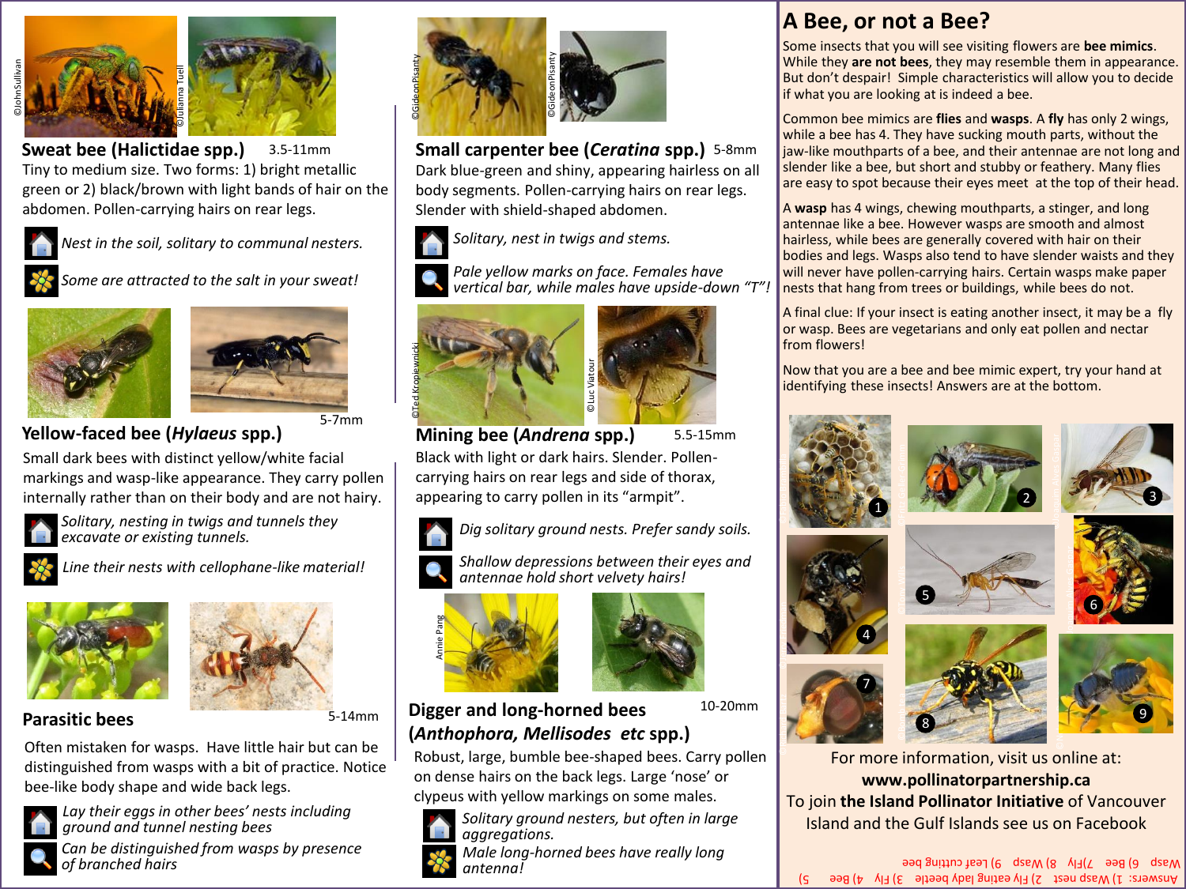## Sweat bee (Halictidae spp.) 3.5-11mm

Tiny to medium size. Two forms: 1) bright metallic green or 2) black/brown with light bands of hair on the abdomen. Pollen-carrying hairs on rear legs.

*Nest in the soil, solitary to communal nesters.*

*Some are attracted to the salt in your sweat!*

## Yellow-faced bee (*Hylaeus* spp.) 5-7mm

Small dark bees with distinct yellow/white facial markings and wasp-like appearance. They carry pollen internally rather than on their body and are not hairy.

*Solitary, nesting in twigs and tunnels they excavate or existing tunnels.*

*Line their nests with cellophane-like material!*

## Parasitic bees 5-14mm

Often mistaken for wasps. Have little hair but can be distinguished from wasps with a bit of practice. Notice bee-like body shape and wide back legs.

*Lay their eggs in other bees' nests including ground and tunnel nesting bees*

*Can be distinguished from wasps by presence of branched hairs*

## Small carpenter bee (*Ceratina* spp.) 5-8mm

Dark blue-green and shiny, appearing hairless on all body segments. Pollen-carrying hairs on rear legs. Slender with shield-shaped abdomen.

*Solitary, nest in twigs and stems.*

*Pale yellow marks on face. Females have vertical bar, while males have upside-down "T"!*

## Mining bee (*Andrena* spp.) 5.5-15mm

Black with light or dark hairs. Slender. Pollen-carrying hairs on rear legs and side of thorax, appearing to carry pollen in its "armpit".

*Dig solitary ground nests. Prefer sandy soils.*

*Shallow depressions between their eyes and antennae hold short velvety hairs!*

## Digger and long-horned bees (*Anthophora, Mellisodes etc* spp.) 10-20mm

Robust, large, bumble bee-shaped bees. Carry pollen on dense hairs on the back legs. Large 'nose' or clypeus with yellow markings on some males.

*Solitary ground nesters, but often in large aggregations.*

*Male long-horned bees have really long antenna!*

# A Bee, or not a Bee?

Some insects that you will see visiting flowers are **bee mimics**. While they **are not bees**, they may resemble them in appearance. But don't despair! Simple characteristics will allow you to decide if what you are looking at is indeed a bee.

Common bee mimics are **flies** and **wasps**. A **fly** has only 2 wings, while a bee has 4. They have sucking mouth parts, without the jaw-like mouthparts of a bee, and their antennae are not long and slender like a bee, but short and stubby or feathery. Many flies are easy to spot because their eyes meet at the top of their head.

A **wasp** has 4 wings, chewing mouthparts, a stinger, and long antennae like a bee. However wasps are smooth and almost hairless, while bees are generally covered with hair on their bodies and legs. Wasps also tend to have slender waists and they will never have pollen-carrying hairs. Certain wasps make paper nests that hang from trees or buildings, while bees do not.

A final clue: If your insect is eating another insect, it may be a fly or wasp. Bees are vegetarians and only eat pollen and nectar from flowers!

Now that you are a bee and bee mimic expert, try your hand at identifying these insects! Answers are at the bottom.

1 2 3 4 5 6 7 8 9

For more information, visit us online at:
**www.pollinatorpartnership.ca**
To join **the Island Pollinator Initiative** of Vancouver Island and the Gulf Islands see us on Facebook

Answers: 1) Wasp nest 2) Fly eating lady beetle 3) Fly 4) Bee 5) Wasp 6) Bee 7) Fly 8) Wasp 9) Leaf cutting bee